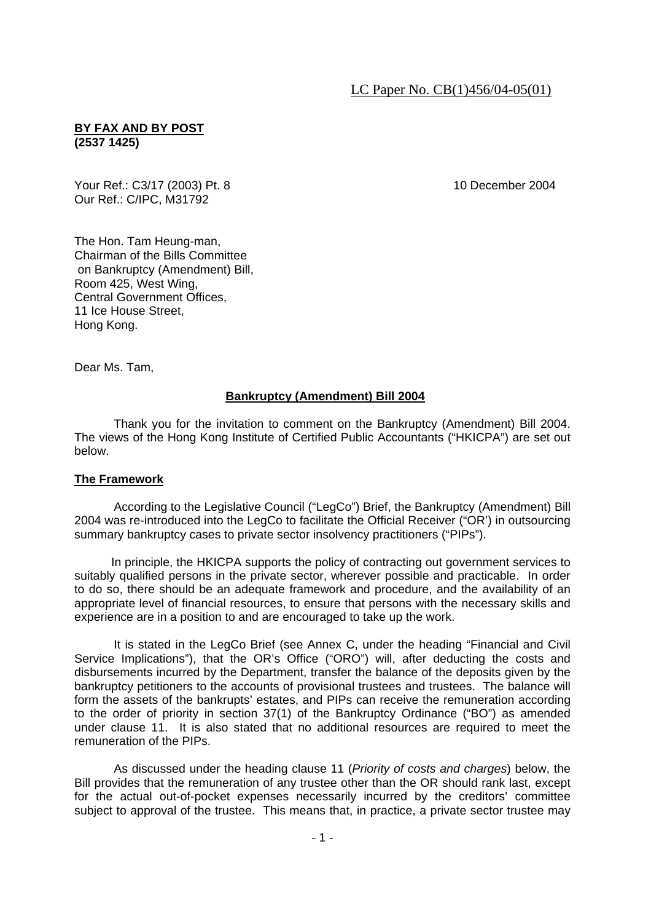LC Paper No. CB(1)456/04-05(01)

**BY FAX AND BY POST**
**(2537 1425)**

Your Ref.: C3/17 (2003) Pt. 8
Our Ref.: C/IPC, M31792

10 December 2004

The Hon. Tam Heung-man,
Chairman of the Bills Committee
on Bankruptcy (Amendment) Bill,
Room 425, West Wing,
Central Government Offices,
11 Ice House Street,
Hong Kong.

Dear Ms. Tam,

**Bankruptcy (Amendment) Bill 2004**

Thank you for the invitation to comment on the Bankruptcy (Amendment) Bill 2004. The views of the Hong Kong Institute of Certified Public Accountants ("HKICPA") are set out below.

**The Framework**

According to the Legislative Council ("LegCo") Brief, the Bankruptcy (Amendment) Bill 2004 was re-introduced into the LegCo to facilitate the Official Receiver ("OR') in outsourcing summary bankruptcy cases to private sector insolvency practitioners ("PIPs").

In principle, the HKICPA supports the policy of contracting out government services to suitably qualified persons in the private sector, wherever possible and practicable. In order to do so, there should be an adequate framework and procedure, and the availability of an appropriate level of financial resources, to ensure that persons with the necessary skills and experience are in a position to and are encouraged to take up the work.

It is stated in the LegCo Brief (see Annex C, under the heading "Financial and Civil Service Implications"), that the OR's Office ("ORO") will, after deducting the costs and disbursements incurred by the Department, transfer the balance of the deposits given by the bankruptcy petitioners to the accounts of provisional trustees and trustees. The balance will form the assets of the bankrupts' estates, and PIPs can receive the remuneration according to the order of priority in section 37(1) of the Bankruptcy Ordinance ("BO") as amended under clause 11. It is also stated that no additional resources are required to meet the remuneration of the PIPs.

As discussed under the heading clause 11 (*Priority of costs and charges*) below, the Bill provides that the remuneration of any trustee other than the OR should rank last, except for the actual out-of-pocket expenses necessarily incurred by the creditors' committee subject to approval of the trustee. This means that, in practice, a private sector trustee may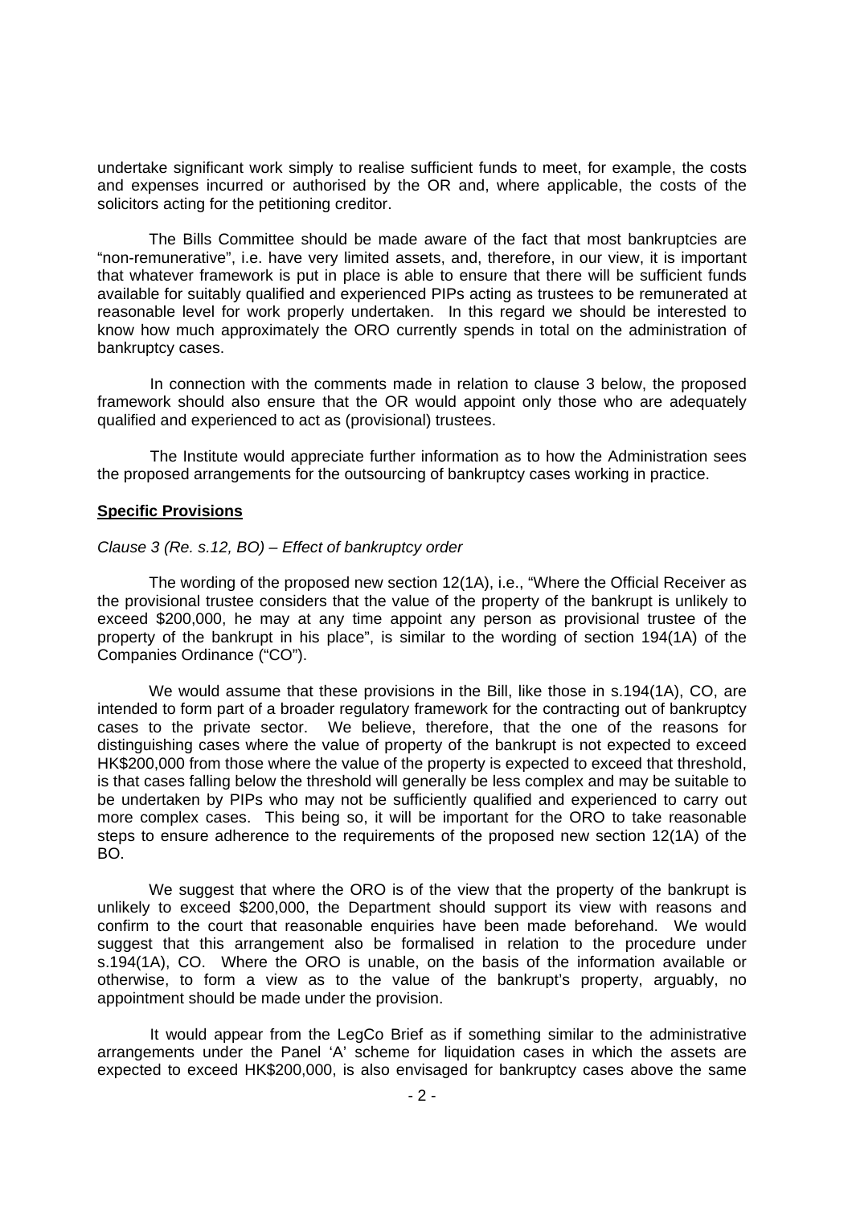undertake significant work simply to realise sufficient funds to meet, for example, the costs and expenses incurred or authorised by the OR and, where applicable, the costs of the solicitors acting for the petitioning creditor.

The Bills Committee should be made aware of the fact that most bankruptcies are "non-remunerative", i.e. have very limited assets, and, therefore, in our view, it is important that whatever framework is put in place is able to ensure that there will be sufficient funds available for suitably qualified and experienced PIPs acting as trustees to be remunerated at reasonable level for work properly undertaken. In this regard we should be interested to know how much approximately the ORO currently spends in total on the administration of bankruptcy cases.

In connection with the comments made in relation to clause 3 below, the proposed framework should also ensure that the OR would appoint only those who are adequately qualified and experienced to act as (provisional) trustees.

The Institute would appreciate further information as to how the Administration sees the proposed arrangements for the outsourcing of bankruptcy cases working in practice.

**Specific Provisions**

*Clause 3 (Re. s.12, BO) – Effect of bankruptcy order*

The wording of the proposed new section 12(1A), i.e., "Where the Official Receiver as the provisional trustee considers that the value of the property of the bankrupt is unlikely to exceed $200,000, he may at any time appoint any person as provisional trustee of the property of the bankrupt in his place", is similar to the wording of section 194(1A) of the Companies Ordinance ("CO").

We would assume that these provisions in the Bill, like those in s.194(1A), CO, are intended to form part of a broader regulatory framework for the contracting out of bankruptcy cases to the private sector. We believe, therefore, that the one of the reasons for distinguishing cases where the value of property of the bankrupt is not expected to exceed HK$200,000 from those where the value of the property is expected to exceed that threshold, is that cases falling below the threshold will generally be less complex and may be suitable to be undertaken by PIPs who may not be sufficiently qualified and experienced to carry out more complex cases. This being so, it will be important for the ORO to take reasonable steps to ensure adherence to the requirements of the proposed new section 12(1A) of the BO.

We suggest that where the ORO is of the view that the property of the bankrupt is unlikely to exceed $200,000, the Department should support its view with reasons and confirm to the court that reasonable enquiries have been made beforehand. We would suggest that this arrangement also be formalised in relation to the procedure under s.194(1A), CO. Where the ORO is unable, on the basis of the information available or otherwise, to form a view as to the value of the bankrupt's property, arguably, no appointment should be made under the provision.

It would appear from the LegCo Brief as if something similar to the administrative arrangements under the Panel 'A' scheme for liquidation cases in which the assets are expected to exceed HK$200,000, is also envisaged for bankruptcy cases above the same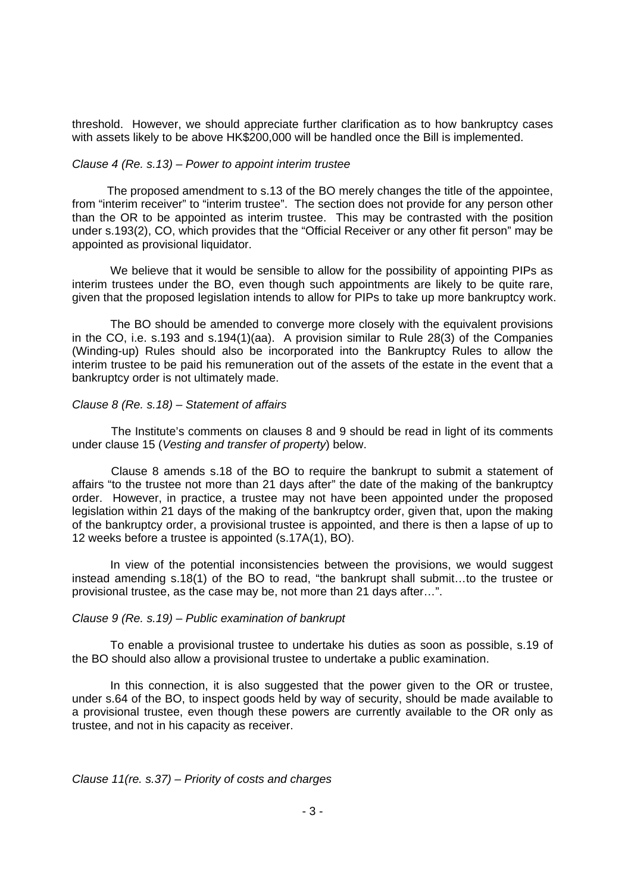threshold. However, we should appreciate further clarification as to how bankruptcy cases with assets likely to be above HK$200,000 will be handled once the Bill is implemented.

*Clause 4 (Re. s.13) – Power to appoint interim trustee*

The proposed amendment to s.13 of the BO merely changes the title of the appointee, from "interim receiver" to "interim trustee". The section does not provide for any person other than the OR to be appointed as interim trustee. This may be contrasted with the position under s.193(2), CO, which provides that the "Official Receiver or any other fit person" may be appointed as provisional liquidator.

We believe that it would be sensible to allow for the possibility of appointing PIPs as interim trustees under the BO, even though such appointments are likely to be quite rare, given that the proposed legislation intends to allow for PIPs to take up more bankruptcy work.

The BO should be amended to converge more closely with the equivalent provisions in the CO, i.e. s.193 and s.194(1)(aa). A provision similar to Rule 28(3) of the Companies (Winding-up) Rules should also be incorporated into the Bankruptcy Rules to allow the interim trustee to be paid his remuneration out of the assets of the estate in the event that a bankruptcy order is not ultimately made.

*Clause 8 (Re. s.18) – Statement of affairs*

The Institute's comments on clauses 8 and 9 should be read in light of its comments under clause 15 (*Vesting and transfer of property*) below.

Clause 8 amends s.18 of the BO to require the bankrupt to submit a statement of affairs "to the trustee not more than 21 days after" the date of the making of the bankruptcy order. However, in practice, a trustee may not have been appointed under the proposed legislation within 21 days of the making of the bankruptcy order, given that, upon the making of the bankruptcy order, a provisional trustee is appointed, and there is then a lapse of up to 12 weeks before a trustee is appointed (s.17A(1), BO).

In view of the potential inconsistencies between the provisions, we would suggest instead amending s.18(1) of the BO to read, "the bankrupt shall submit…to the trustee or provisional trustee, as the case may be, not more than 21 days after…".

*Clause 9 (Re. s.19) – Public examination of bankrupt*

To enable a provisional trustee to undertake his duties as soon as possible, s.19 of the BO should also allow a provisional trustee to undertake a public examination.

In this connection, it is also suggested that the power given to the OR or trustee, under s.64 of the BO, to inspect goods held by way of security, should be made available to a provisional trustee, even though these powers are currently available to the OR only as trustee, and not in his capacity as receiver.

*Clause 11(re. s.37) – Priority of costs and charges*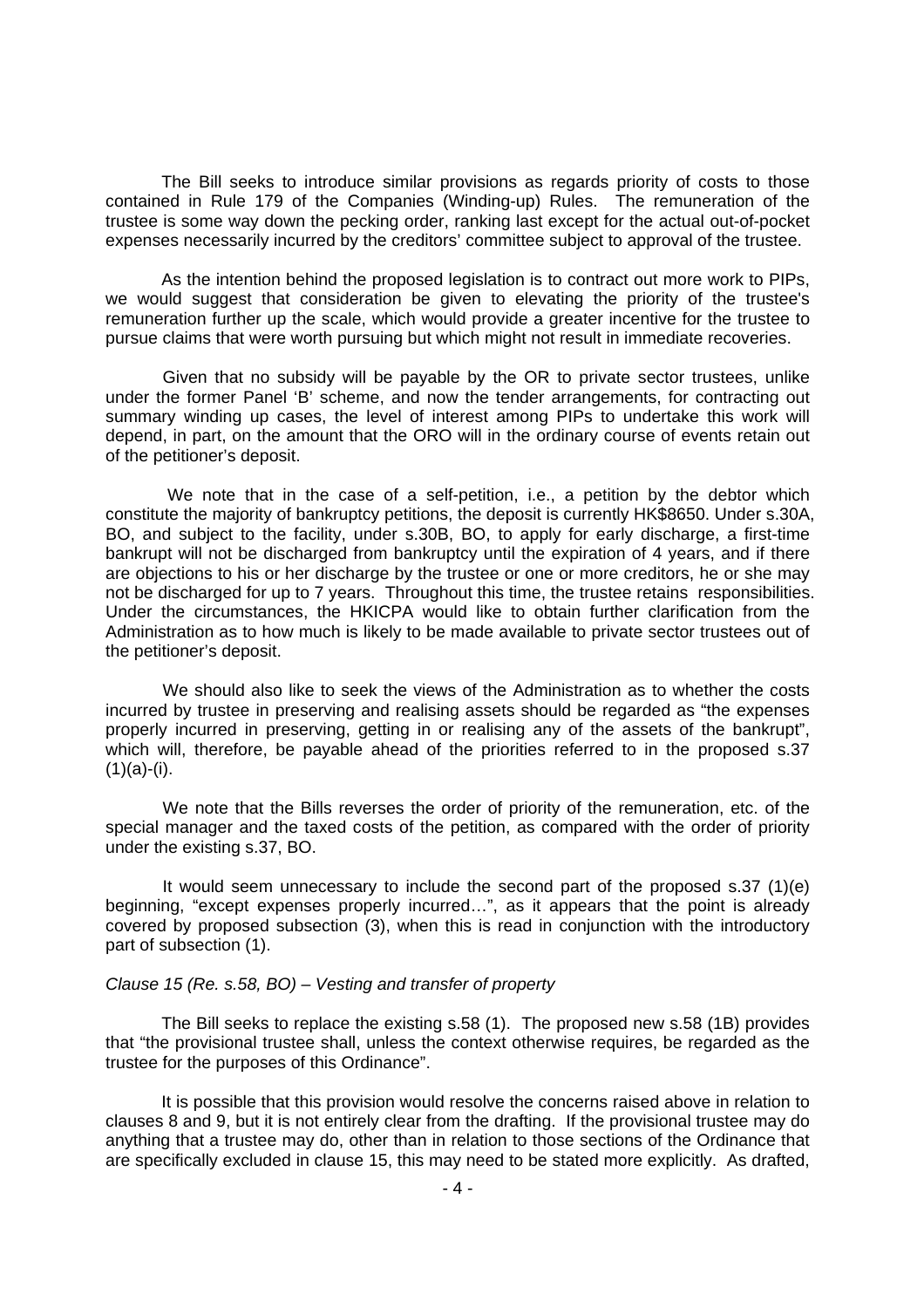The Bill seeks to introduce similar provisions as regards priority of costs to those contained in Rule 179 of the Companies (Winding-up) Rules. The remuneration of the trustee is some way down the pecking order, ranking last except for the actual out-of-pocket expenses necessarily incurred by the creditors' committee subject to approval of the trustee.

As the intention behind the proposed legislation is to contract out more work to PIPs, we would suggest that consideration be given to elevating the priority of the trustee's remuneration further up the scale, which would provide a greater incentive for the trustee to pursue claims that were worth pursuing but which might not result in immediate recoveries.

Given that no subsidy will be payable by the OR to private sector trustees, unlike under the former Panel 'B' scheme, and now the tender arrangements, for contracting out summary winding up cases, the level of interest among PIPs to undertake this work will depend, in part, on the amount that the ORO will in the ordinary course of events retain out of the petitioner's deposit.

We note that in the case of a self-petition, i.e., a petition by the debtor which constitute the majority of bankruptcy petitions, the deposit is currently HK$8650. Under s.30A, BO, and subject to the facility, under s.30B, BO, to apply for early discharge, a first-time bankrupt will not be discharged from bankruptcy until the expiration of 4 years, and if there are objections to his or her discharge by the trustee or one or more creditors, he or she may not be discharged for up to 7 years. Throughout this time, the trustee retains responsibilities. Under the circumstances, the HKICPA would like to obtain further clarification from the Administration as to how much is likely to be made available to private sector trustees out of the petitioner's deposit.

We should also like to seek the views of the Administration as to whether the costs incurred by trustee in preserving and realising assets should be regarded as "the expenses properly incurred in preserving, getting in or realising any of the assets of the bankrupt", which will, therefore, be payable ahead of the priorities referred to in the proposed s.37 (1)(a)-(i).

We note that the Bills reverses the order of priority of the remuneration, etc. of the special manager and the taxed costs of the petition, as compared with the order of priority under the existing s.37, BO.

It would seem unnecessary to include the second part of the proposed s.37 (1)(e) beginning, "except expenses properly incurred…", as it appears that the point is already covered by proposed subsection (3), when this is read in conjunction with the introductory part of subsection (1).

*Clause 15 (Re. s.58, BO) – Vesting and transfer of property*

The Bill seeks to replace the existing s.58 (1). The proposed new s.58 (1B) provides that "the provisional trustee shall, unless the context otherwise requires, be regarded as the trustee for the purposes of this Ordinance".

It is possible that this provision would resolve the concerns raised above in relation to clauses 8 and 9, but it is not entirely clear from the drafting. If the provisional trustee may do anything that a trustee may do, other than in relation to those sections of the Ordinance that are specifically excluded in clause 15, this may need to be stated more explicitly. As drafted,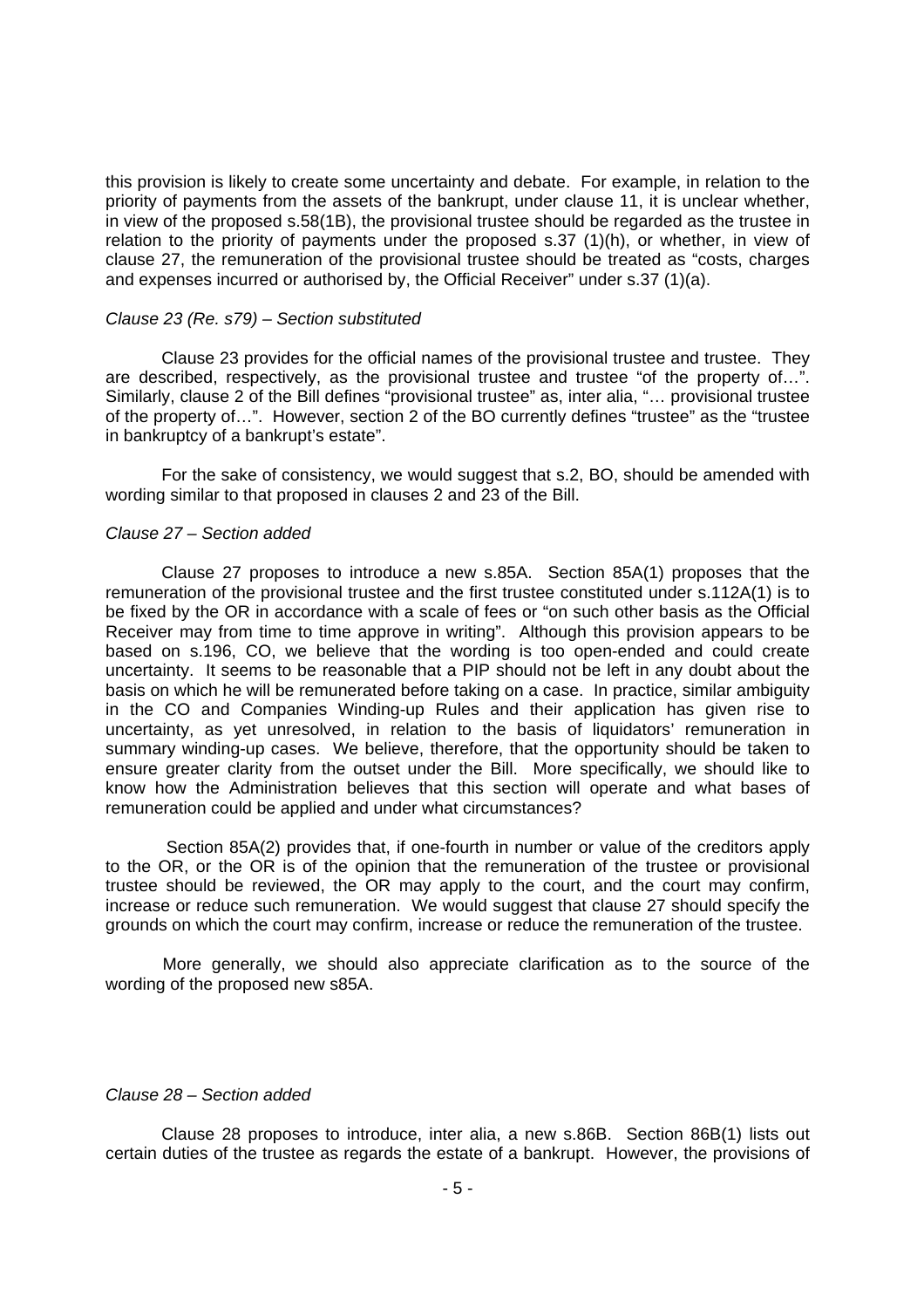this provision is likely to create some uncertainty and debate. For example, in relation to the priority of payments from the assets of the bankrupt, under clause 11, it is unclear whether, in view of the proposed s.58(1B), the provisional trustee should be regarded as the trustee in relation to the priority of payments under the proposed s.37 (1)(h), or whether, in view of clause 27, the remuneration of the provisional trustee should be treated as "costs, charges and expenses incurred or authorised by, the Official Receiver" under s.37 (1)(a).

*Clause 23 (Re. s79) – Section substituted*

Clause 23 provides for the official names of the provisional trustee and trustee. They are described, respectively, as the provisional trustee and trustee "of the property of…". Similarly, clause 2 of the Bill defines "provisional trustee" as, inter alia, "… provisional trustee of the property of…". However, section 2 of the BO currently defines "trustee" as the "trustee in bankruptcy of a bankrupt's estate".

For the sake of consistency, we would suggest that s.2, BO, should be amended with wording similar to that proposed in clauses 2 and 23 of the Bill.

*Clause 27 – Section added*

Clause 27 proposes to introduce a new s.85A. Section 85A(1) proposes that the remuneration of the provisional trustee and the first trustee constituted under s.112A(1) is to be fixed by the OR in accordance with a scale of fees or "on such other basis as the Official Receiver may from time to time approve in writing". Although this provision appears to be based on s.196, CO, we believe that the wording is too open-ended and could create uncertainty. It seems to be reasonable that a PIP should not be left in any doubt about the basis on which he will be remunerated before taking on a case. In practice, similar ambiguity in the CO and Companies Winding-up Rules and their application has given rise to uncertainty, as yet unresolved, in relation to the basis of liquidators' remuneration in summary winding-up cases. We believe, therefore, that the opportunity should be taken to ensure greater clarity from the outset under the Bill. More specifically, we should like to know how the Administration believes that this section will operate and what bases of remuneration could be applied and under what circumstances?

Section 85A(2) provides that, if one-fourth in number or value of the creditors apply to the OR, or the OR is of the opinion that the remuneration of the trustee or provisional trustee should be reviewed, the OR may apply to the court, and the court may confirm, increase or reduce such remuneration. We would suggest that clause 27 should specify the grounds on which the court may confirm, increase or reduce the remuneration of the trustee.

More generally, we should also appreciate clarification as to the source of the wording of the proposed new s85A.

*Clause 28 – Section added*

Clause 28 proposes to introduce, inter alia, a new s.86B. Section 86B(1) lists out certain duties of the trustee as regards the estate of a bankrupt. However, the provisions of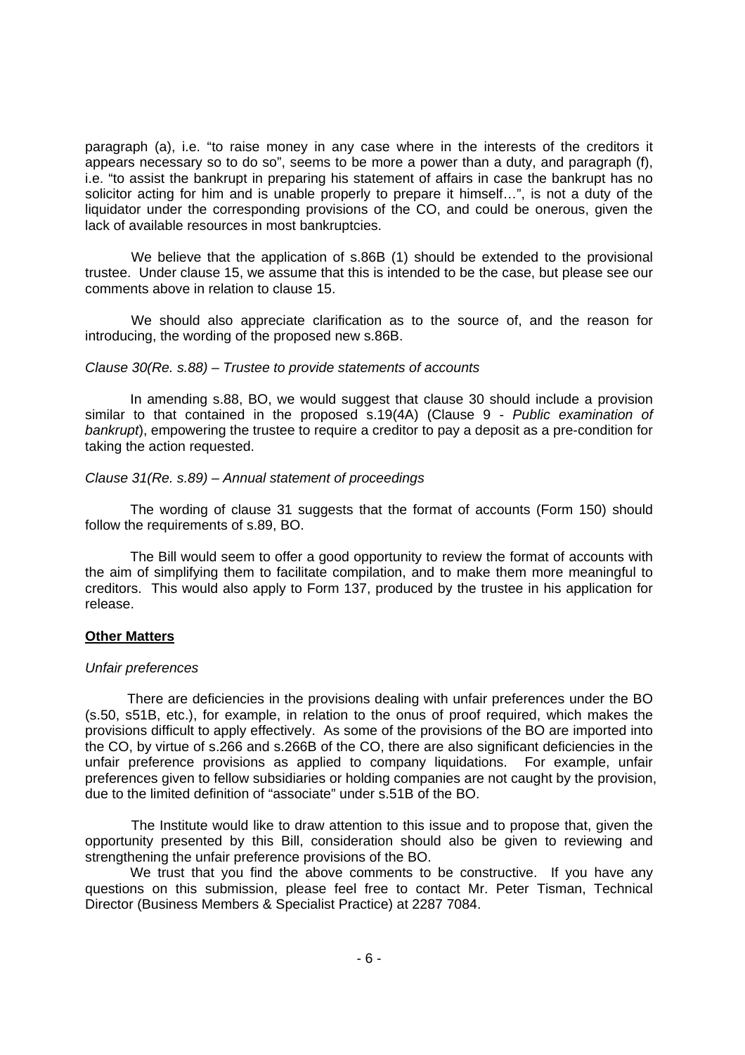paragraph (a), i.e. "to raise money in any case where in the interests of the creditors it appears necessary so to do so", seems to be more a power than a duty, and paragraph (f), i.e. "to assist the bankrupt in preparing his statement of affairs in case the bankrupt has no solicitor acting for him and is unable properly to prepare it himself…", is not a duty of the liquidator under the corresponding provisions of the CO, and could be onerous, given the lack of available resources in most bankruptcies.

We believe that the application of s.86B (1) should be extended to the provisional trustee. Under clause 15, we assume that this is intended to be the case, but please see our comments above in relation to clause 15.

We should also appreciate clarification as to the source of, and the reason for introducing, the wording of the proposed new s.86B.

*Clause 30(Re. s.88) – Trustee to provide statements of accounts*

In amending s.88, BO, we would suggest that clause 30 should include a provision similar to that contained in the proposed s.19(4A) (Clause 9 - *Public examination of bankrupt*), empowering the trustee to require a creditor to pay a deposit as a pre-condition for taking the action requested.

*Clause 31(Re. s.89) – Annual statement of proceedings*

The wording of clause 31 suggests that the format of accounts (Form 150) should follow the requirements of s.89, BO.

The Bill would seem to offer a good opportunity to review the format of accounts with the aim of simplifying them to facilitate compilation, and to make them more meaningful to creditors. This would also apply to Form 137, produced by the trustee in his application for release.

**Other Matters**

*Unfair preferences*

There are deficiencies in the provisions dealing with unfair preferences under the BO (s.50, s51B, etc.), for example, in relation to the onus of proof required, which makes the provisions difficult to apply effectively. As some of the provisions of the BO are imported into the CO, by virtue of s.266 and s.266B of the CO, there are also significant deficiencies in the unfair preference provisions as applied to company liquidations. For example, unfair preferences given to fellow subsidiaries or holding companies are not caught by the provision, due to the limited definition of "associate" under s.51B of the BO.

The Institute would like to draw attention to this issue and to propose that, given the opportunity presented by this Bill, consideration should also be given to reviewing and strengthening the unfair preference provisions of the BO.

We trust that you find the above comments to be constructive. If you have any questions on this submission, please feel free to contact Mr. Peter Tisman, Technical Director (Business Members & Specialist Practice) at 2287 7084.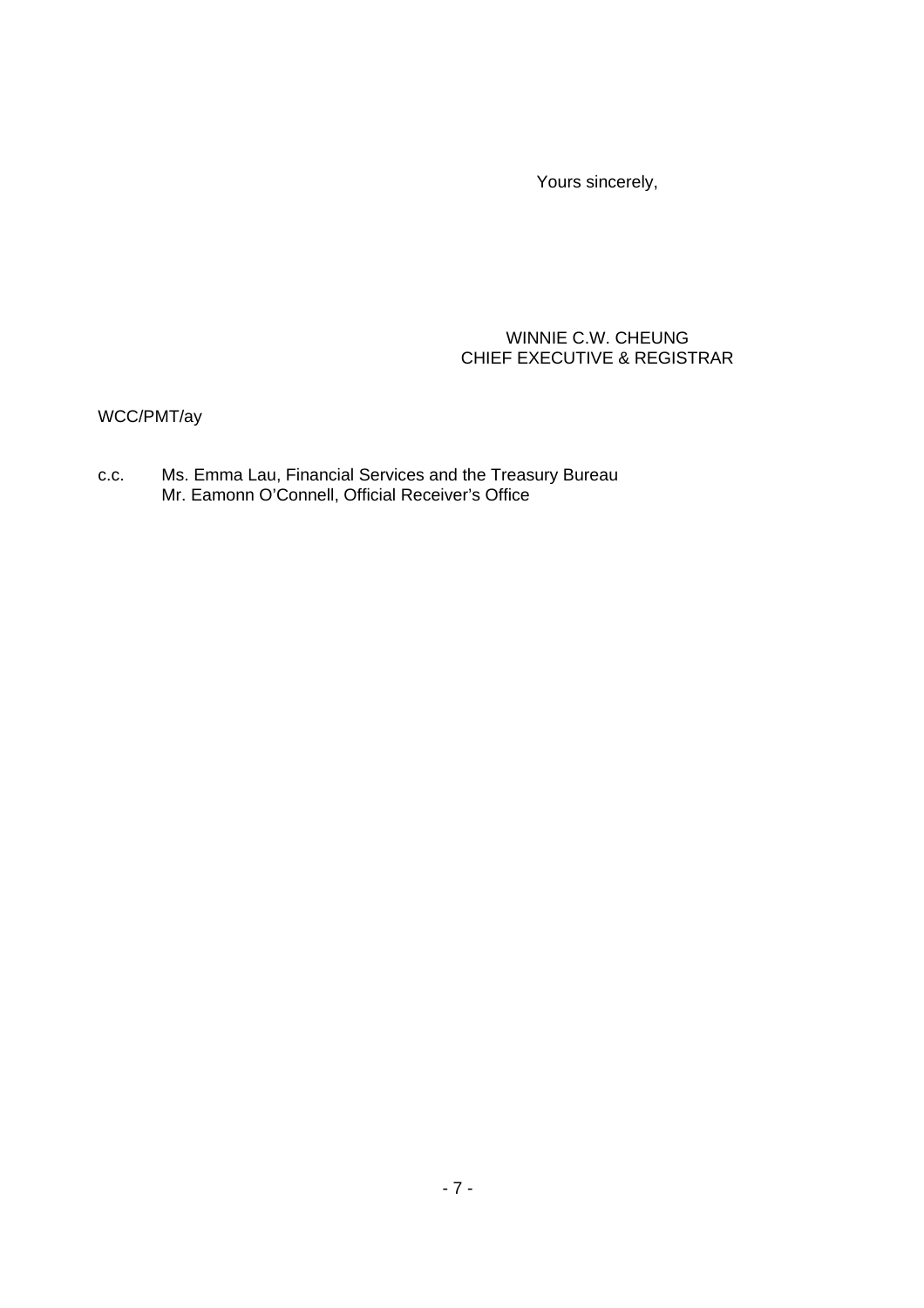Yours sincerely,

WINNIE C.W. CHEUNG
CHIEF EXECUTIVE & REGISTRAR

WCC/PMT/ay

c.c. Ms. Emma Lau, Financial Services and the Treasury Bureau
Mr. Eamonn O'Connell, Official Receiver's Office